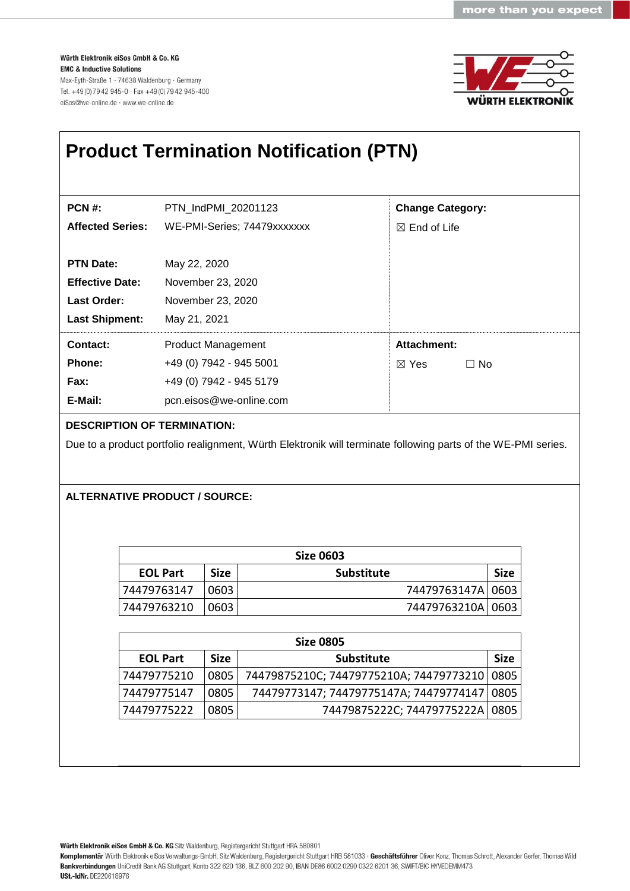**Würth Elektronik eiSos GmbH & Co. KG**
**EMC & Inductive Solutions**
Max-Eyth-Straße 1 · 74638 Waldenburg · Germany
Tel. +49 (0) 79 42 945-0 · Fax +49 (0) 79 42 945-400
eiSos@we-online.de · www.we-online.de

# Product Termination Notification (PTN)

**PCN #:** PTN_IndPMI_20201123
**Affected Series:** WE-PMI-Series; 74479xxxxxxx

**PTN Date:** May 22, 2020
**Effective Date:** November 23, 2020
**Last Order:** November 23, 2020
**Last Shipment:** May 21, 2021

**Change Category:**
☒ End of Life

**Contact:** Product Management
**Phone:** +49 (0) 7942 - 945 5001
**Fax:** +49 (0) 7942 - 945 5179
**E-Mail:** pcn.eisos@we-online.com

**Attachment:**
☒ Yes ☐ No

## DESCRIPTION OF TERMINATION:

Due to a product portfolio realignment, Würth Elektronik will terminate following parts of the WE-PMI series.

## ALTERNATIVE PRODUCT / SOURCE:

| Size 0603 | | | |
|---|---|---|---|
| **EOL Part** | **Size** | **Substitute** | **Size** |
| 74479763147 | 0603 | 74479763147A | 0603 |
| 74479763210 | 0603 | 74479763210A | 0603 |

| Size 0805 | | | |
|---|---|---|---|
| **EOL Part** | **Size** | **Substitute** | **Size** |
| 74479775210 | 0805 | 74479875210C; 74479775210A; 74479773210 | 0805 |
| 74479775147 | 0805 | 74479773147; 74479775147A; 74479774147 | 0805 |
| 74479775222 | 0805 | 74479875222C; 74479775222A | 0805 |

**Würth Elektronik eiSos GmbH & Co. KG** Sitz Waldenburg, Registergericht Stuttgart HRA 580801
**Komplementär** Würth Elektronik eiSos Verwaltungs-GmbH, Sitz Waldenburg, Registergericht Stuttgart HRB 581033 · **Geschäftsführer** Oliver Konz, Thomas Schrott, Alexander Gerfer, Thomas Wild
**Bankverbindungen** UniCredit Bank AG Stuttgart, Konto 322 620 136, BLZ 600 202 90, IBAN DE86 6002 0290 0322 6201 36, SWIFT/BIC HYVEDEMM473
**USt.-IdNr.** DE220618976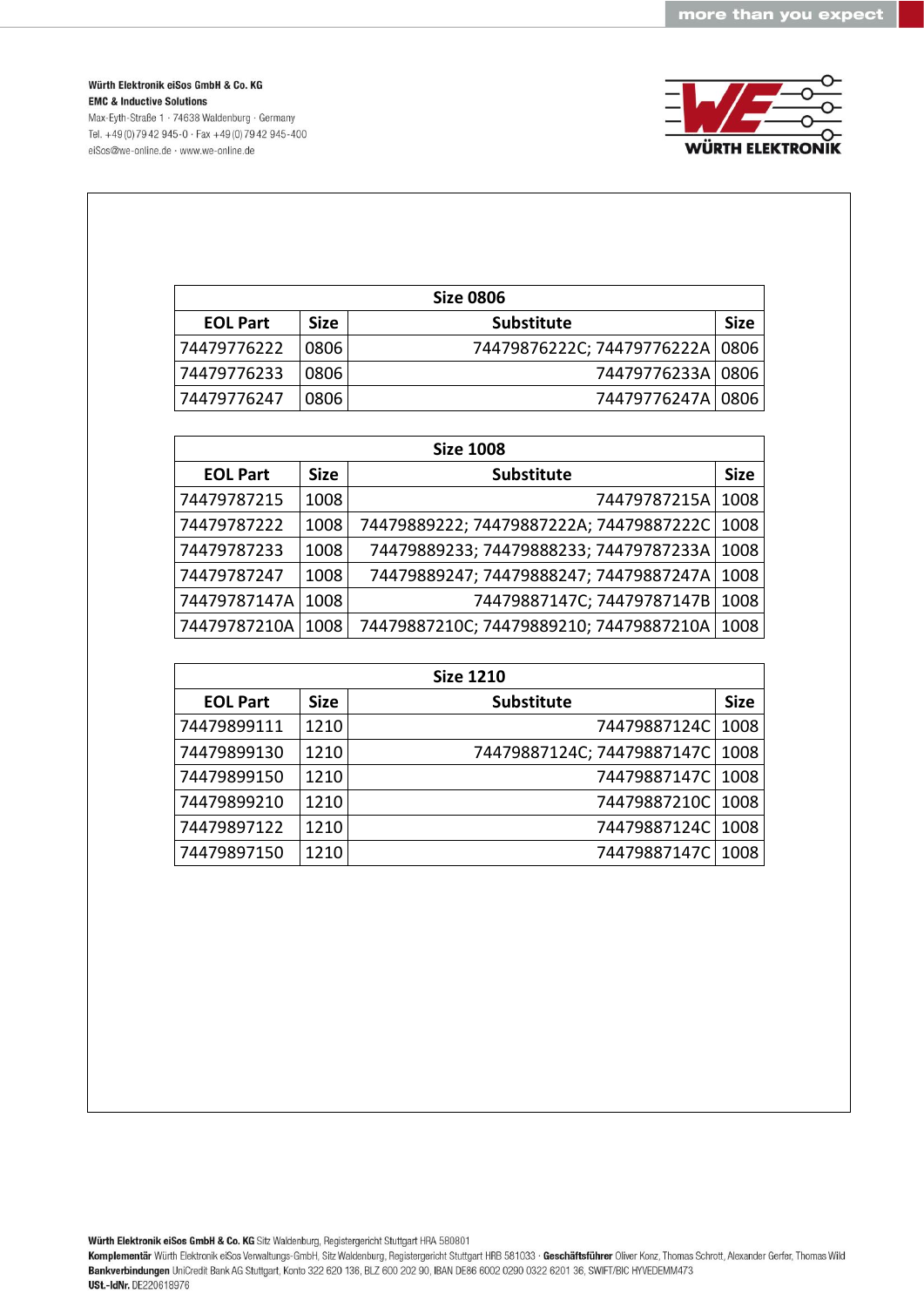| Size 0806 | | | |
|---|---|---|---|
| **EOL Part** | **Size** | **Substitute** | **Size** |
| 74479776222 | 0806 | 74479876222C; 74479776222A | 0806 |
| 74479776233 | 0806 | 74479776233A | 0806 |
| 74479776247 | 0806 | 74479776247A | 0806 |

| Size 1008 | | | |
|---|---|---|---|
| **EOL Part** | **Size** | **Substitute** | **Size** |
| 74479787215 | 1008 | 74479787215A | 1008 |
| 74479787222 | 1008 | 74479889222; 74479887222A; 74479887222C | 1008 |
| 74479787233 | 1008 | 74479889233; 74479888233; 74479787233A | 1008 |
| 74479787247 | 1008 | 74479889247; 74479888247; 74479887247A | 1008 |
| 74479787147A | 1008 | 74479887147C; 74479787147B | 1008 |
| 74479787210A | 1008 | 74479887210C; 74479889210; 74479887210A | 1008 |

| Size 1210 | | | |
|---|---|---|---|
| **EOL Part** | **Size** | **Substitute** | **Size** |
| 74479899111 | 1210 | 74479887124C | 1008 |
| 74479899130 | 1210 | 74479887124C; 74479887147C | 1008 |
| 74479899150 | 1210 | 74479887147C | 1008 |
| 74479899210 | 1210 | 74479887210C | 1008 |
| 74479897122 | 1210 | 74479887124C | 1008 |
| 74479897150 | 1210 | 74479887147C | 1008 |